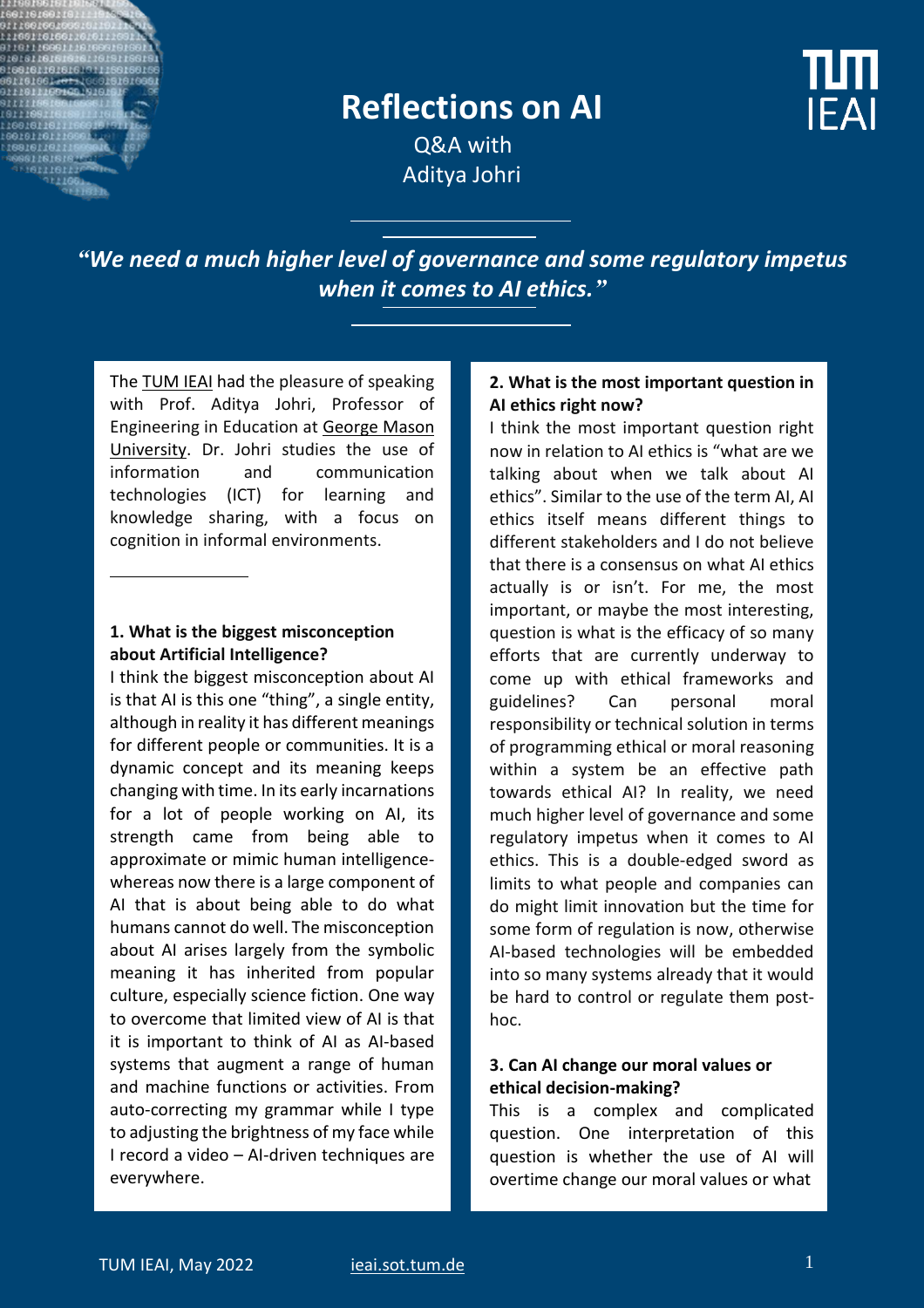# Reflections on AI

Q&A with
Aditya Johri

***"We need a much higher level of governance and some regulatory impetus when it comes to AI ethics."***

The TUM IEAI had the pleasure of speaking with Prof. Aditya Johri, Professor of Engineering in Education at George Mason University. Dr. Johri studies the use of information and communication technologies (ICT) for learning and knowledge sharing, with a focus on cognition in informal environments.

**1. What is the biggest misconception about Artificial Intelligence?**

I think the biggest misconception about AI is that AI is this one "thing", a single entity, although in reality it has different meanings for different people or communities. It is a dynamic concept and its meaning keeps changing with time. In its early incarnations for a lot of people working on AI, its strength came from being able to approximate or mimic human intelligence-whereas now there is a large component of AI that is about being able to do what humans cannot do well. The misconception about AI arises largely from the symbolic meaning it has inherited from popular culture, especially science fiction. One way to overcome that limited view of AI is that it is important to think of AI as AI-based systems that augment a range of human and machine functions or activities. From auto-correcting my grammar while I type to adjusting the brightness of my face while I record a video – AI-driven techniques are everywhere.

**2. What is the most important question in AI ethics right now?**

I think the most important question right now in relation to AI ethics is "what are we talking about when we talk about AI ethics". Similar to the use of the term AI, AI ethics itself means different things to different stakeholders and I do not believe that there is a consensus on what AI ethics actually is or isn't. For me, the most important, or maybe the most interesting, question is what is the efficacy of so many efforts that are currently underway to come up with ethical frameworks and guidelines? Can personal moral responsibility or technical solution in terms of programming ethical or moral reasoning within a system be an effective path towards ethical AI? In reality, we need much higher level of governance and some regulatory impetus when it comes to AI ethics. This is a double-edged sword as limits to what people and companies can do might limit innovation but the time for some form of regulation is now, otherwise AI-based technologies will be embedded into so many systems already that it would be hard to control or regulate them post-hoc.

**3. Can AI change our moral values or ethical decision-making?**

This is a complex and complicated question. One interpretation of this question is whether the use of AI will overtime change our moral values or what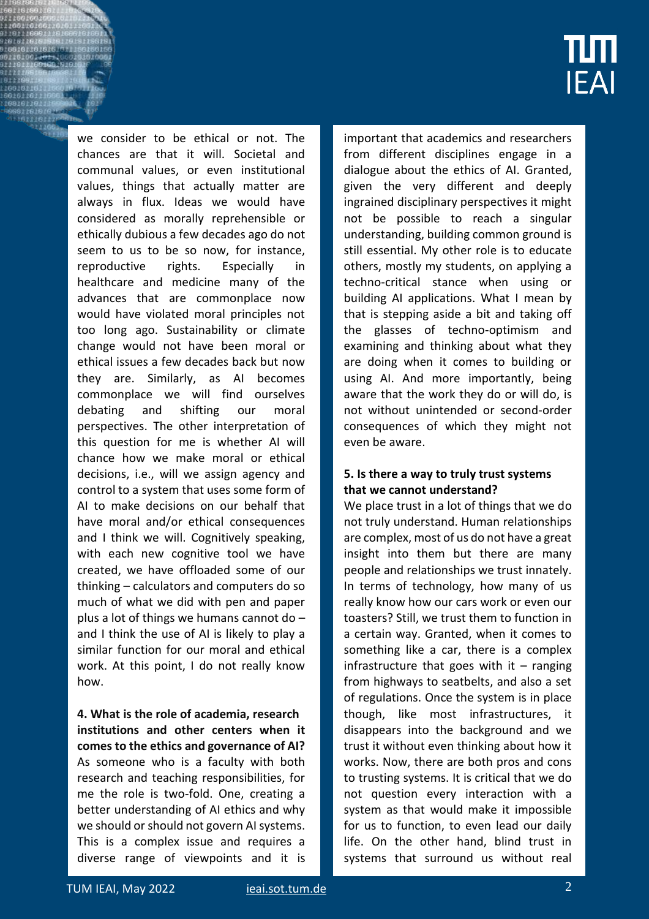we consider to be ethical or not. The chances are that it will. Societal and communal values, or even institutional values, things that actually matter are always in flux. Ideas we would have considered as morally reprehensible or ethically dubious a few decades ago do not seem to us to be so now, for instance, reproductive rights. Especially in healthcare and medicine many of the advances that are commonplace now would have violated moral principles not too long ago. Sustainability or climate change would not have been moral or ethical issues a few decades back but now they are. Similarly, as AI becomes commonplace we will find ourselves debating and shifting our moral perspectives. The other interpretation of this question for me is whether AI will chance how we make moral or ethical decisions, i.e., will we assign agency and control to a system that uses some form of AI to make decisions on our behalf that have moral and/or ethical consequences and I think we will. Cognitively speaking, with each new cognitive tool we have created, we have offloaded some of our thinking – calculators and computers do so much of what we did with pen and paper plus a lot of things we humans cannot do – and I think the use of AI is likely to play a similar function for our moral and ethical work. At this point, I do not really know how.

**4. What is the role of academia, research institutions and other centers when it comes to the ethics and governance of AI?**

As someone who is a faculty with both research and teaching responsibilities, for me the role is two-fold. One, creating a better understanding of AI ethics and why we should or should not govern AI systems. This is a complex issue and requires a diverse range of viewpoints and it is important that academics and researchers from different disciplines engage in a dialogue about the ethics of AI. Granted, given the very different and deeply ingrained disciplinary perspectives it might not be possible to reach a singular understanding, building common ground is still essential. My other role is to educate others, mostly my students, on applying a techno-critical stance when using or building AI applications. What I mean by that is stepping aside a bit and taking off the glasses of techno-optimism and examining and thinking about what they are doing when it comes to building or using AI. And more importantly, being aware that the work they do or will do, is not without unintended or second-order consequences of which they might not even be aware.

**5. Is there a way to truly trust systems that we cannot understand?**

We place trust in a lot of things that we do not truly understand. Human relationships are complex, most of us do not have a great insight into them but there are many people and relationships we trust innately. In terms of technology, how many of us really know how our cars work or even our toasters? Still, we trust them to function in a certain way. Granted, when it comes to something like a car, there is a complex infrastructure that goes with it – ranging from highways to seatbelts, and also a set of regulations. Once the system is in place though, like most infrastructures, it disappears into the background and we trust it without even thinking about how it works. Now, there are both pros and cons to trusting systems. It is critical that we do not question every interaction with a system as that would make it impossible for us to function, to even lead our daily life. On the other hand, blind trust in systems that surround us without real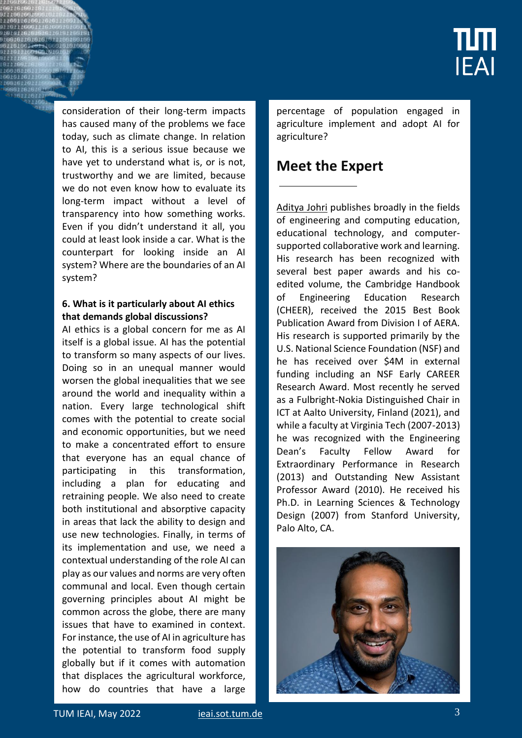consideration of their long-term impacts has caused many of the problems we face today, such as climate change. In relation to AI, this is a serious issue because we have yet to understand what is, or is not, trustworthy and we are limited, because we do not even know how to evaluate its long-term impact without a level of transparency into how something works. Even if you didn't understand it all, you could at least look inside a car. What is the counterpart for looking inside an AI system? Where are the boundaries of an AI system?

**6. What is it particularly about AI ethics that demands global discussions?**

AI ethics is a global concern for me as AI itself is a global issue. AI has the potential to transform so many aspects of our lives. Doing so in an unequal manner would worsen the global inequalities that we see around the world and inequality within a nation. Every large technological shift comes with the potential to create social and economic opportunities, but we need to make a concentrated effort to ensure that everyone has an equal chance of participating in this transformation, including a plan for educating and retraining people. We also need to create both institutional and absorptive capacity in areas that lack the ability to design and use new technologies. Finally, in terms of its implementation and use, we need a contextual understanding of the role AI can play as our values and norms are very often communal and local. Even though certain governing principles about AI might be common across the globe, there are many issues that have to examined in context. For instance, the use of AI in agriculture has the potential to transform food supply globally but if it comes with automation that displaces the agricultural workforce, how do countries that have a large percentage of population engaged in agriculture implement and adopt AI for agriculture?

## Meet the Expert

Aditya Johri publishes broadly in the fields of engineering and computing education, educational technology, and computer-supported collaborative work and learning. His research has been recognized with several best paper awards and his co-edited volume, the Cambridge Handbook of Engineering Education Research (CHEER), received the 2015 Best Book Publication Award from Division I of AERA. His research is supported primarily by the U.S. National Science Foundation (NSF) and he has received over $4M in external funding including an NSF Early CAREER Research Award. Most recently he served as a Fulbright-Nokia Distinguished Chair in ICT at Aalto University, Finland (2021), and while a faculty at Virginia Tech (2007-2013) he was recognized with the Engineering Dean's Faculty Fellow Award for Extraordinary Performance in Research (2013) and Outstanding New Assistant Professor Award (2010). He received his Ph.D. in Learning Sciences & Technology Design (2007) from Stanford University, Palo Alto, CA.